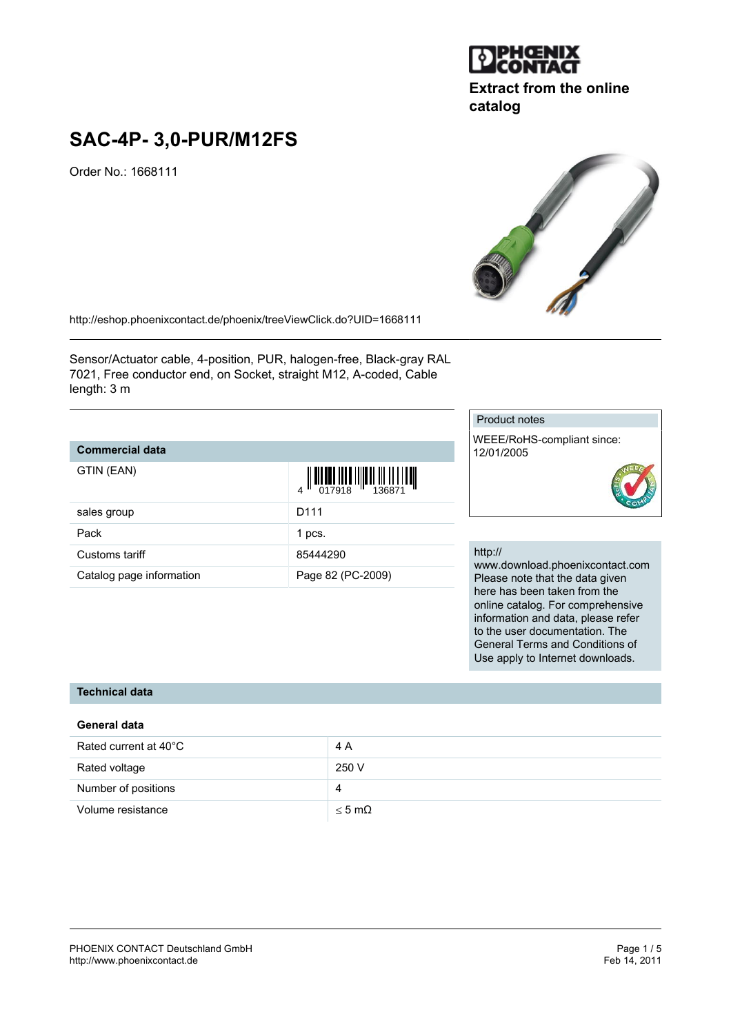Extract from the online catalog

# SAC-4P- 3,0-PUR/M12FS

Order No.: 1668111

http://eshop.phoenixcontact.de/phoenix/treeViewClick.do?UID=1668111

Sensor/Actuator cable, 4-position, PUR, halogen-free, Black-gray RAL 7021, Free conductor end, on Socket, straight M12, A-coded, Cable length: 3 m

| Commercial data | |
|---|---|
| GTIN (EAN) | 4 017918 136871 |
| sales group | D111 |
| Pack | 1 pcs. |
| Customs tariff | 85444290 |
| Catalog page information | Page 82 (PC-2009) |

Product notes

WEEE/RoHS-compliant since: 12/01/2005

http://www.download.phoenixcontact.com
Please note that the data given here has been taken from the online catalog. For comprehensive information and data, please refer to the user documentation. The General Terms and Conditions of Use apply to Internet downloads.

## Technical data

### General data

| | |
|---|---|
| Rated current at 40°C | 4 A |
| Rated voltage | 250 V |
| Number of positions | 4 |
| Volume resistance | ≤ 5 mΩ |

PHOENIX CONTACT Deutschland GmbH
http://www.phoenixcontact.de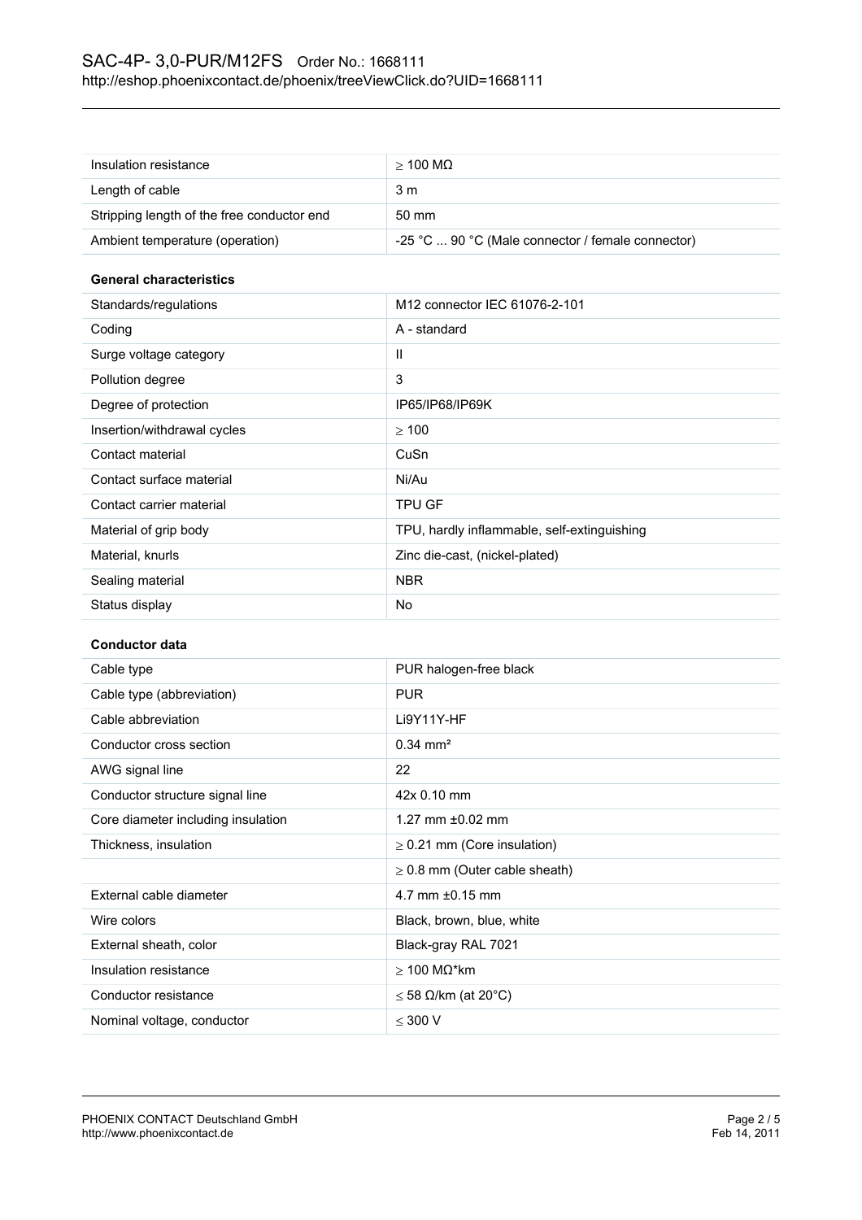| | |
|---|---|
| Insulation resistance | ≥ 100 MΩ |
| Length of cable | 3 m |
| Stripping length of the free conductor end | 50 mm |
| Ambient temperature (operation) | -25 °C ... 90 °C (Male connector / female connector) |

**General characteristics**

| | |
|---|---|
| Standards/regulations | M12 connector IEC 61076-2-101 |
| Coding | A - standard |
| Surge voltage category | II |
| Pollution degree | 3 |
| Degree of protection | IP65/IP68/IP69K |
| Insertion/withdrawal cycles | ≥ 100 |
| Contact material | CuSn |
| Contact surface material | Ni/Au |
| Contact carrier material | TPU GF |
| Material of grip body | TPU, hardly inflammable, self-extinguishing |
| Material, knurls | Zinc die-cast, (nickel-plated) |
| Sealing material | NBR |
| Status display | No |

**Conductor data**

| | |
|---|---|
| Cable type | PUR halogen-free black |
| Cable type (abbreviation) | PUR |
| Cable abbreviation | Li9Y11Y-HF |
| Conductor cross section | 0.34 mm² |
| AWG signal line | 22 |
| Conductor structure signal line | 42x 0.10 mm |
| Core diameter including insulation | 1.27 mm ±0.02 mm |
| Thickness, insulation | ≥ 0.21 mm (Core insulation) |
| | ≥ 0.8 mm (Outer cable sheath) |
| External cable diameter | 4.7 mm ±0.15 mm |
| Wire colors | Black, brown, blue, white |
| External sheath, color | Black-gray RAL 7021 |
| Insulation resistance | ≥ 100 MΩ*km |
| Conductor resistance | ≤ 58 Ω/km (at 20°C) |
| Nominal voltage, conductor | ≤ 300 V |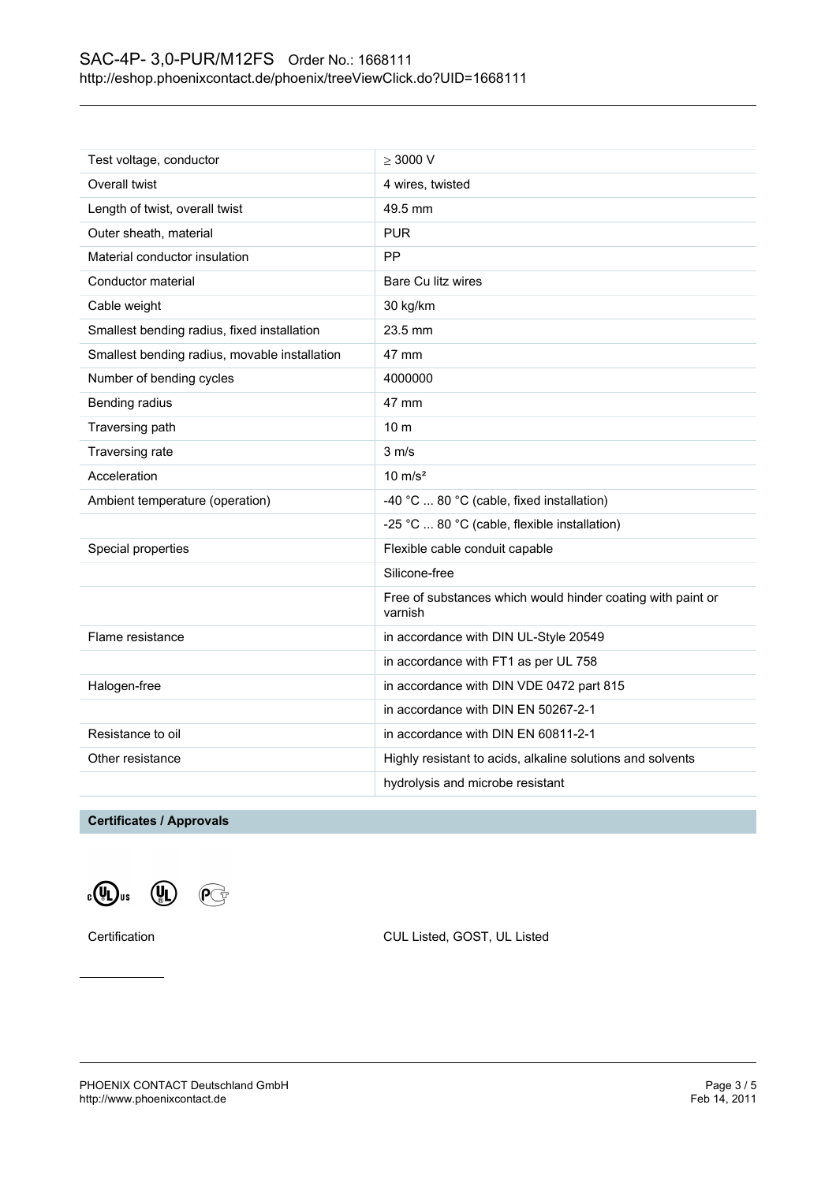| Test voltage, conductor | ≥ 3000 V |
|---|---|
| Overall twist | 4 wires, twisted |
| Length of twist, overall twist | 49.5 mm |
| Outer sheath, material | PUR |
| Material conductor insulation | PP |
| Conductor material | Bare Cu litz wires |
| Cable weight | 30 kg/km |
| Smallest bending radius, fixed installation | 23.5 mm |
| Smallest bending radius, movable installation | 47 mm |
| Number of bending cycles | 4000000 |
| Bending radius | 47 mm |
| Traversing path | 10 m |
| Traversing rate | 3 m/s |
| Acceleration | 10 m/s² |
| Ambient temperature (operation) | -40 °C ... 80 °C (cable, fixed installation) |
| | -25 °C ... 80 °C (cable, flexible installation) |
| Special properties | Flexible cable conduit capable |
| | Silicone-free |
| | Free of substances which would hinder coating with paint or varnish |
| Flame resistance | in accordance with DIN UL-Style 20549 |
| | in accordance with FT1 as per UL 758 |
| Halogen-free | in accordance with DIN VDE 0472 part 815 |
| | in accordance with DIN EN 50267-2-1 |
| Resistance to oil | in accordance with DIN EN 60811-2-1 |
| Other resistance | Highly resistant to acids, alkaline solutions and solvents |
| | hydrolysis and microbe resistant |

**Certificates / Approvals**

| Certification | CUL Listed, GOST, UL Listed |
|---|---|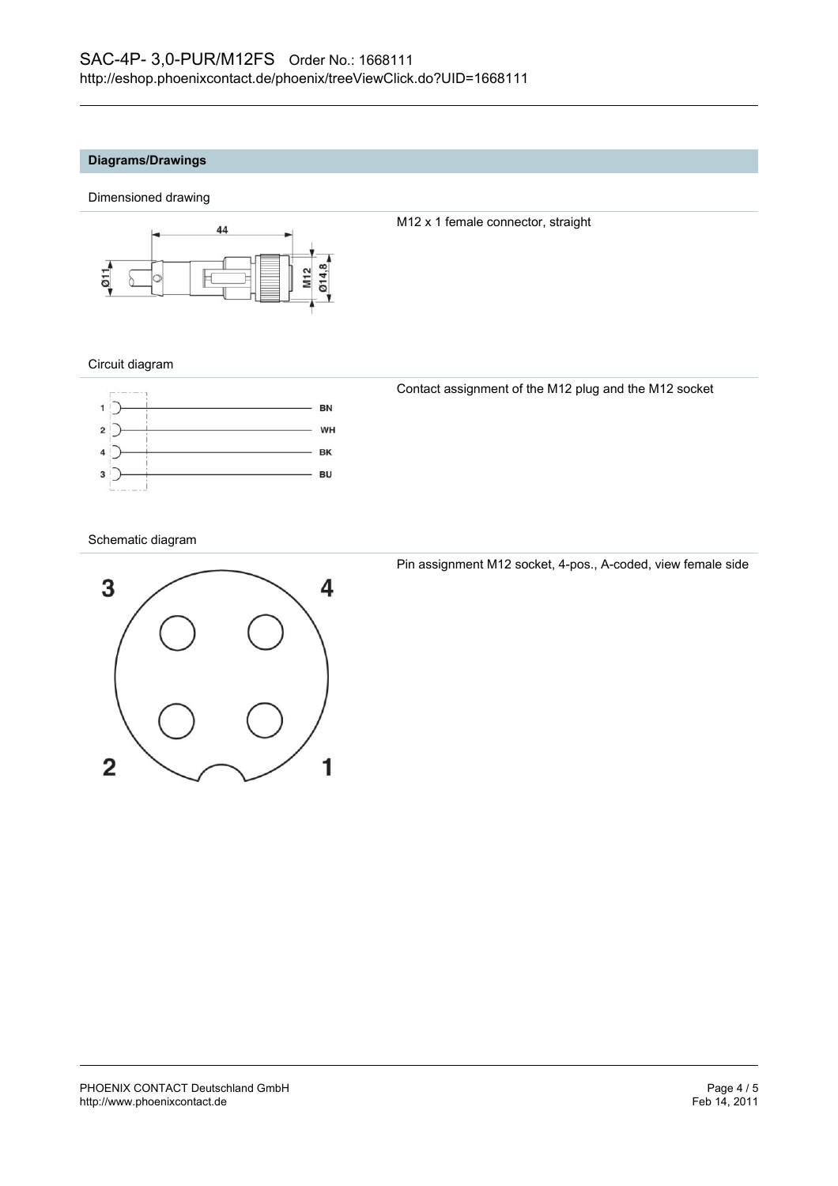## Diagrams/Drawings

### Dimensioned drawing

M12 x 1 female connector, straight

### Circuit diagram

Contact assignment of the M12 plug and the M12 socket

### Schematic diagram

Pin assignment M12 socket, 4-pos., A-coded, view female side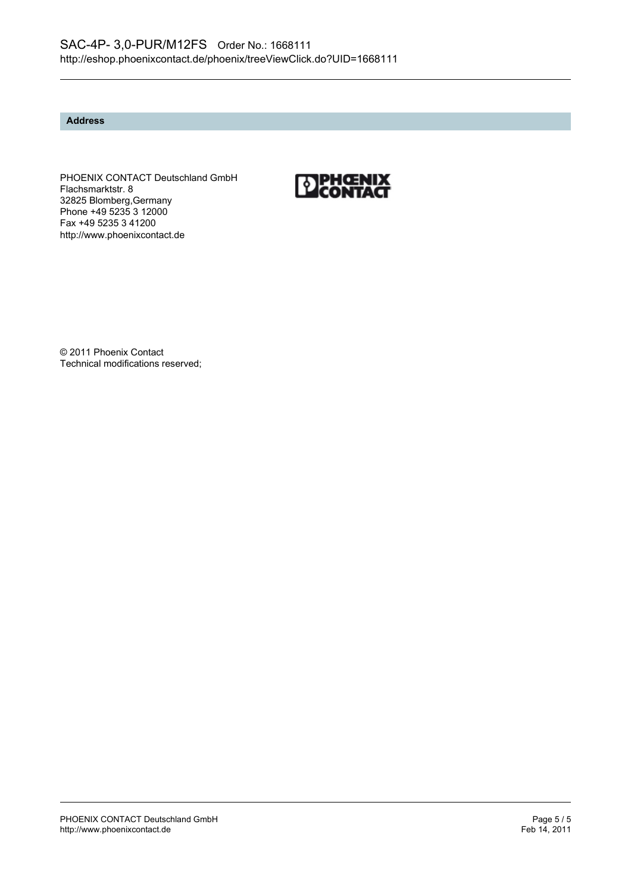## Address

PHOENIX CONTACT Deutschland GmbH
Flachsmarktstr. 8
32825 Blomberg,Germany
Phone +49 5235 3 12000
Fax +49 5235 3 41200
http://www.phoenixcontact.de

© 2011 Phoenix Contact
Technical modifications reserved;